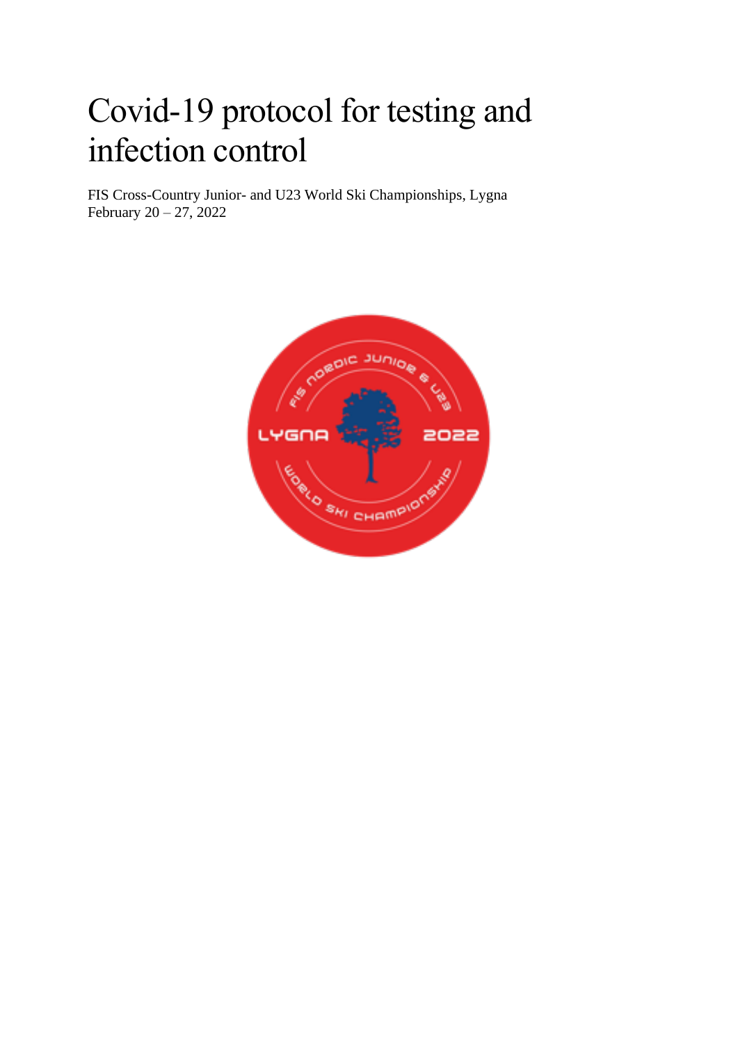# Covid-19 protocol for testing and infection control

FIS Cross-Country Junior- and U23 World Ski Championships, Lygna
February 20 – 27, 2022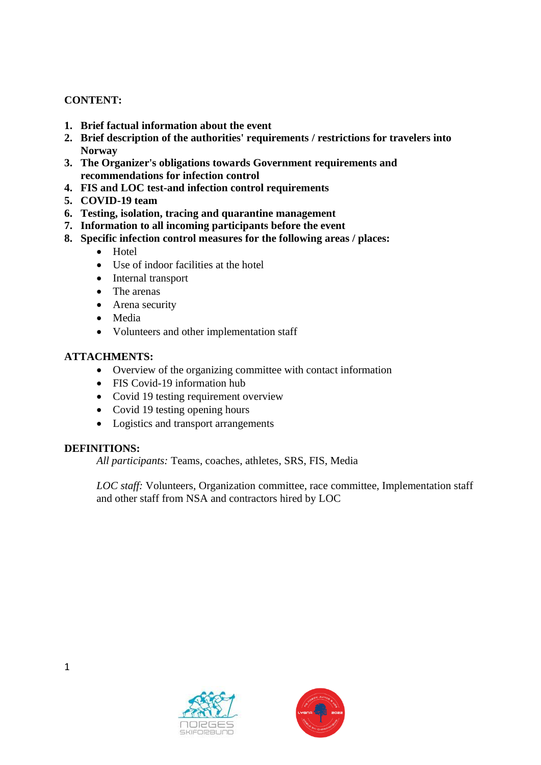**CONTENT:**

1. **Brief factual information about the event**
2. **Brief description of the authorities' requirements / restrictions for travelers into Norway**
3. **The Organizer's obligations towards Government requirements and recommendations for infection control**
4. **FIS and LOC test-and infection control requirements**
5. **COVID-19 team**
6. **Testing, isolation, tracing and quarantine management**
7. **Information to all incoming participants before the event**
8. **Specific infection control measures for the following areas / places:**
    - Hotel
    - Use of indoor facilities at the hotel
    - Internal transport
    - The arenas
    - Arena security
    - Media
    - Volunteers and other implementation staff

**ATTACHMENTS:**

- Overview of the organizing committee with contact information
- FIS Covid-19 information hub
- Covid 19 testing requirement overview
- Covid 19 testing opening hours
- Logistics and transport arrangements

**DEFINITIONS:**

*All participants:* Teams, coaches, athletes, SRS, FIS, Media

*LOC staff:* Volunteers, Organization committee, race committee, Implementation staff and other staff from NSA and contractors hired by LOC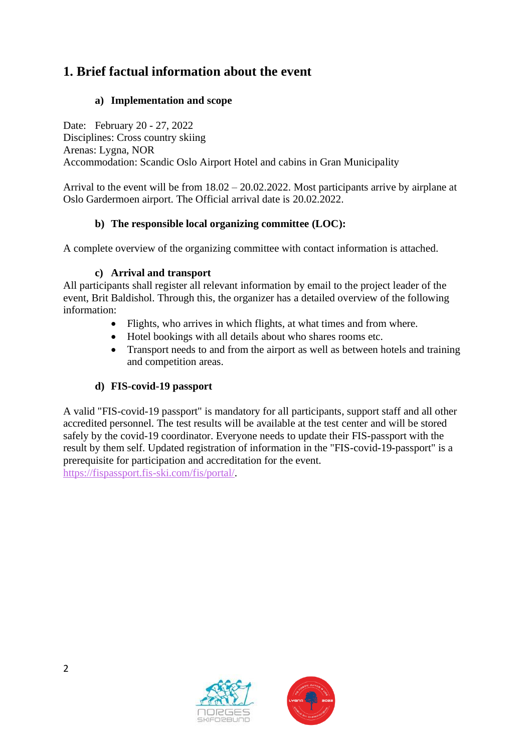# 1. Brief factual information about the event

### a) Implementation and scope

Date: February 20 - 27, 2022
Disciplines: Cross country skiing
Arenas: Lygna, NOR
Accommodation: Scandic Oslo Airport Hotel and cabins in Gran Municipality

Arrival to the event will be from 18.02 – 20.02.2022. Most participants arrive by airplane at Oslo Gardermoen airport. The Official arrival date is 20.02.2022.

### b) The responsible local organizing committee (LOC):

A complete overview of the organizing committee with contact information is attached.

### c) Arrival and transport

All participants shall register all relevant information by email to the project leader of the event, Brit Baldishol. Through this, the organizer has a detailed overview of the following information:

- Flights, who arrives in which flights, at what times and from where.
- Hotel bookings with all details about who shares rooms etc.
- Transport needs to and from the airport as well as between hotels and training and competition areas.

### d) FIS-covid-19 passport

A valid "FIS-covid-19 passport" is mandatory for all participants, support staff and all other accredited personnel. The test results will be available at the test center and will be stored safely by the covid-19 coordinator. Everyone needs to update their FIS-passport with the result by them self. Updated registration of information in the "FIS-covid-19-passport" is a prerequisite for participation and accreditation for the event.
https://fispassport.fis-ski.com/fis/portal/.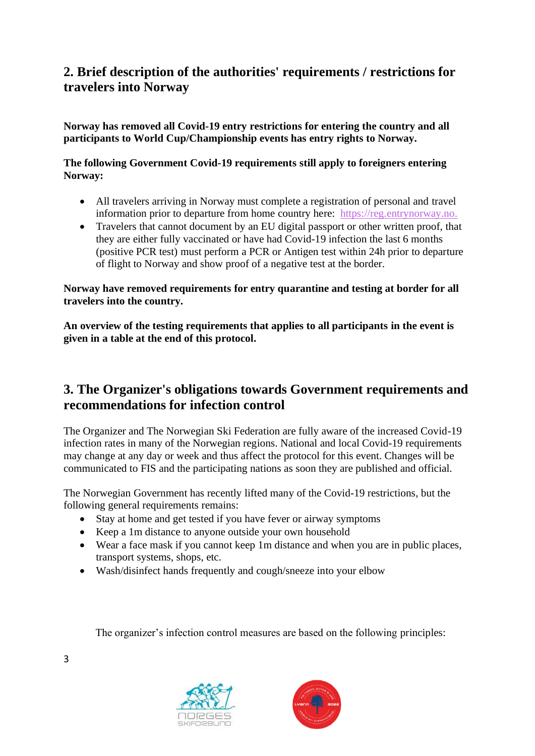## 2. Brief description of the authorities' requirements / restrictions for travelers into Norway

**Norway has removed all Covid-19 entry restrictions for entering the country and all participants to World Cup/Championship events has entry rights to Norway.**

**The following Government Covid-19 requirements still apply to foreigners entering Norway:**

- All travelers arriving in Norway must complete a registration of personal and travel information prior to departure from home country here: https://reg.entrynorway.no.
- Travelers that cannot document by an EU digital passport or other written proof, that they are either fully vaccinated or have had Covid-19 infection the last 6 months (positive PCR test) must perform a PCR or Antigen test within 24h prior to departure of flight to Norway and show proof of a negative test at the border.

**Norway have removed requirements for entry quarantine and testing at border for all travelers into the country.**

**An overview of the testing requirements that applies to all participants in the event is given in a table at the end of this protocol.**

## 3. The Organizer's obligations towards Government requirements and recommendations for infection control

The Organizer and The Norwegian Ski Federation are fully aware of the increased Covid-19 infection rates in many of the Norwegian regions. National and local Covid-19 requirements may change at any day or week and thus affect the protocol for this event. Changes will be communicated to FIS and the participating nations as soon they are published and official.

The Norwegian Government has recently lifted many of the Covid-19 restrictions, but the following general requirements remains:

- Stay at home and get tested if you have fever or airway symptoms
- Keep a 1m distance to anyone outside your own household
- Wear a face mask if you cannot keep 1m distance and when you are in public places, transport systems, shops, etc.
- Wash/disinfect hands frequently and cough/sneeze into your elbow

The organizer's infection control measures are based on the following principles: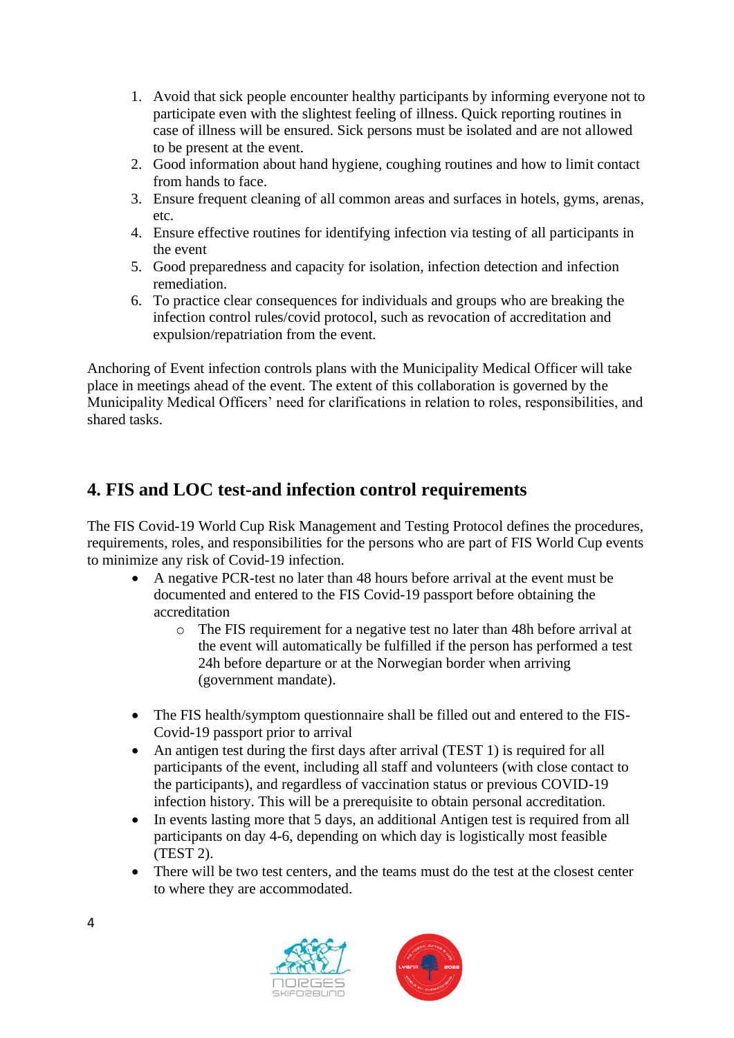1. Avoid that sick people encounter healthy participants by informing everyone not to participate even with the slightest feeling of illness. Quick reporting routines in case of illness will be ensured. Sick persons must be isolated and are not allowed to be present at the event.
2. Good information about hand hygiene, coughing routines and how to limit contact from hands to face.
3. Ensure frequent cleaning of all common areas and surfaces in hotels, gyms, arenas, etc.
4. Ensure effective routines for identifying infection via testing of all participants in the event
5. Good preparedness and capacity for isolation, infection detection and infection remediation.
6. To practice clear consequences for individuals and groups who are breaking the infection control rules/covid protocol, such as revocation of accreditation and expulsion/repatriation from the event.

Anchoring of Event infection controls plans with the Municipality Medical Officer will take place in meetings ahead of the event. The extent of this collaboration is governed by the Municipality Medical Officers' need for clarifications in relation to roles, responsibilities, and shared tasks.

## 4. FIS and LOC test-and infection control requirements

The FIS Covid-19 World Cup Risk Management and Testing Protocol defines the procedures, requirements, roles, and responsibilities for the persons who are part of FIS World Cup events to minimize any risk of Covid-19 infection.

- A negative PCR-test no later than 48 hours before arrival at the event must be documented and entered to the FIS Covid-19 passport before obtaining the accreditation
  - The FIS requirement for a negative test no later than 48h before arrival at the event will automatically be fulfilled if the person has performed a test 24h before departure or at the Norwegian border when arriving (government mandate).
- The FIS health/symptom questionnaire shall be filled out and entered to the FIS-Covid-19 passport prior to arrival
- An antigen test during the first days after arrival (TEST 1) is required for all participants of the event, including all staff and volunteers (with close contact to the participants), and regardless of vaccination status or previous COVID-19 infection history. This will be a prerequisite to obtain personal accreditation.
- In events lasting more that 5 days, an additional Antigen test is required from all participants on day 4-6, depending on which day is logistically most feasible (TEST 2).
- There will be two test centers, and the teams must do the test at the closest center to where they are accommodated.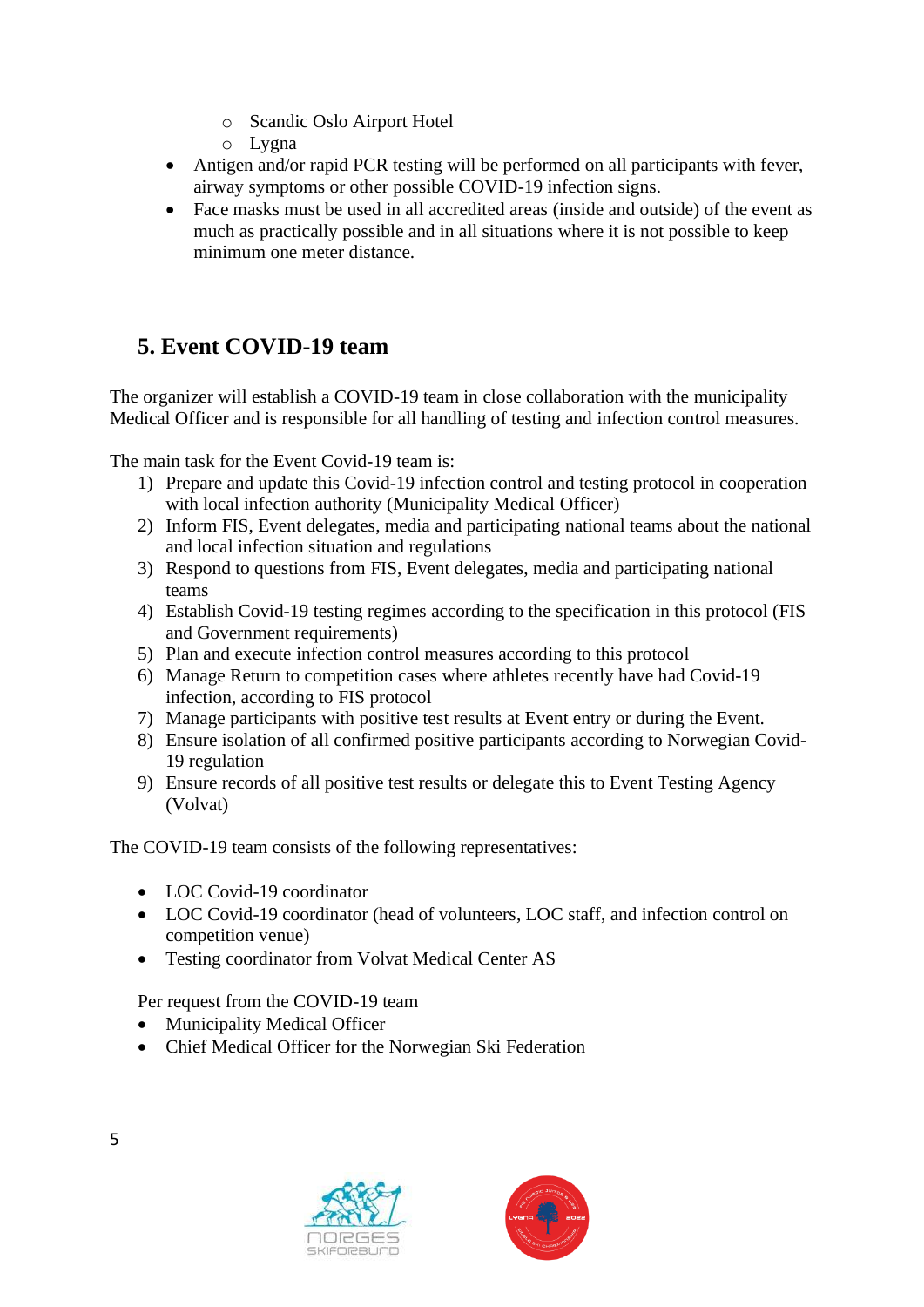- Scandic Oslo Airport Hotel
  - Lygna
- Antigen and/or rapid PCR testing will be performed on all participants with fever, airway symptoms or other possible COVID-19 infection signs.
- Face masks must be used in all accredited areas (inside and outside) of the event as much as practically possible and in all situations where it is not possible to keep minimum one meter distance.

## 5. Event COVID-19 team

The organizer will establish a COVID-19 team in close collaboration with the municipality Medical Officer and is responsible for all handling of testing and infection control measures.

The main task for the Event Covid-19 team is:

1) Prepare and update this Covid-19 infection control and testing protocol in cooperation with local infection authority (Municipality Medical Officer)
2) Inform FIS, Event delegates, media and participating national teams about the national and local infection situation and regulations
3) Respond to questions from FIS, Event delegates, media and participating national teams
4) Establish Covid-19 testing regimes according to the specification in this protocol (FIS and Government requirements)
5) Plan and execute infection control measures according to this protocol
6) Manage Return to competition cases where athletes recently have had Covid-19 infection, according to FIS protocol
7) Manage participants with positive test results at Event entry or during the Event.
8) Ensure isolation of all confirmed positive participants according to Norwegian Covid-19 regulation
9) Ensure records of all positive test results or delegate this to Event Testing Agency (Volvat)

The COVID-19 team consists of the following representatives:

- LOC Covid-19 coordinator
- LOC Covid-19 coordinator (head of volunteers, LOC staff, and infection control on competition venue)
- Testing coordinator from Volvat Medical Center AS

Per request from the COVID-19 team

- Municipality Medical Officer
- Chief Medical Officer for the Norwegian Ski Federation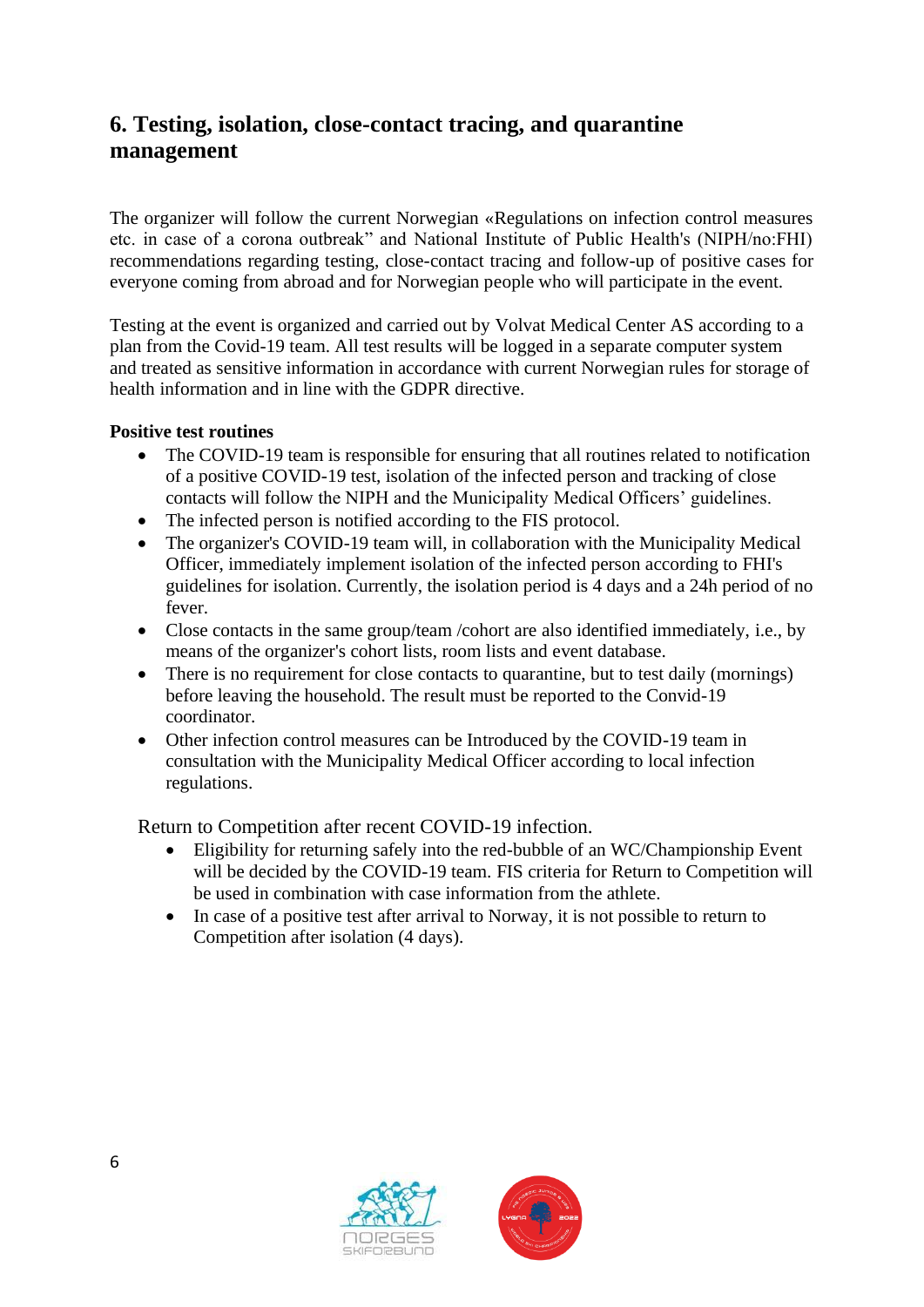## 6. Testing, isolation, close-contact tracing, and quarantine management

The organizer will follow the current Norwegian «Regulations on infection control measures etc. in case of a corona outbreak” and National Institute of Public Health's (NIPH/no:FHI) recommendations regarding testing, close-contact tracing and follow-up of positive cases for everyone coming from abroad and for Norwegian people who will participate in the event.

Testing at the event is organized and carried out by Volvat Medical Center AS according to a plan from the Covid-19 team. All test results will be logged in a separate computer system and treated as sensitive information in accordance with current Norwegian rules for storage of health information and in line with the GDPR directive.

**Positive test routines**

- The COVID-19 team is responsible for ensuring that all routines related to notification of a positive COVID-19 test, isolation of the infected person and tracking of close contacts will follow the NIPH and the Municipality Medical Officers’ guidelines.
- The infected person is notified according to the FIS protocol.
- The organizer's COVID-19 team will, in collaboration with the Municipality Medical Officer, immediately implement isolation of the infected person according to FHI's guidelines for isolation. Currently, the isolation period is 4 days and a 24h period of no fever.
- Close contacts in the same group/team /cohort are also identified immediately, i.e., by means of the organizer's cohort lists, room lists and event database.
- There is no requirement for close contacts to quarantine, but to test daily (mornings) before leaving the household. The result must be reported to the Convid-19 coordinator.
- Other infection control measures can be Introduced by the COVID-19 team in consultation with the Municipality Medical Officer according to local infection regulations.

Return to Competition after recent COVID-19 infection.

- Eligibility for returning safely into the red-bubble of an WC/Championship Event will be decided by the COVID-19 team. FIS criteria for Return to Competition will be used in combination with case information from the athlete.
- In case of a positive test after arrival to Norway, it is not possible to return to Competition after isolation (4 days).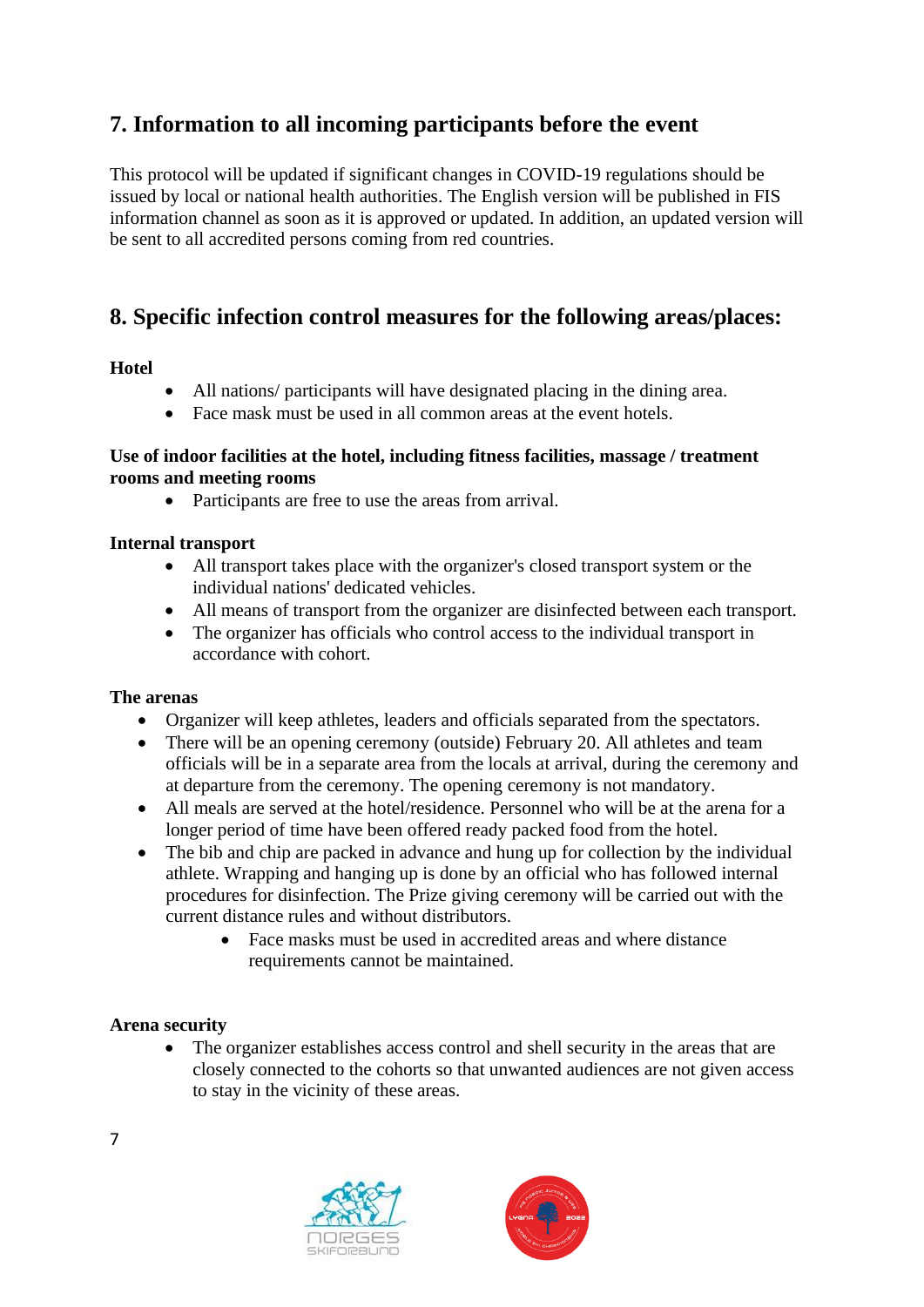## 7. Information to all incoming participants before the event

This protocol will be updated if significant changes in COVID-19 regulations should be issued by local or national health authorities. The English version will be published in FIS information channel as soon as it is approved or updated. In addition, an updated version will be sent to all accredited persons coming from red countries.

## 8. Specific infection control measures for the following areas/places:

**Hotel**

- All nations/ participants will have designated placing in the dining area.
- Face mask must be used in all common areas at the event hotels.

**Use of indoor facilities at the hotel, including fitness facilities, massage / treatment rooms and meeting rooms**

- Participants are free to use the areas from arrival.

**Internal transport**

- All transport takes place with the organizer's closed transport system or the individual nations' dedicated vehicles.
- All means of transport from the organizer are disinfected between each transport.
- The organizer has officials who control access to the individual transport in accordance with cohort.

**The arenas**

- Organizer will keep athletes, leaders and officials separated from the spectators.
- There will be an opening ceremony (outside) February 20. All athletes and team officials will be in a separate area from the locals at arrival, during the ceremony and at departure from the ceremony. The opening ceremony is not mandatory.
- All meals are served at the hotel/residence. Personnel who will be at the arena for a longer period of time have been offered ready packed food from the hotel.
- The bib and chip are packed in advance and hung up for collection by the individual athlete. Wrapping and hanging up is done by an official who has followed internal procedures for disinfection. The Prize giving ceremony will be carried out with the current distance rules and without distributors.
    - Face masks must be used in accredited areas and where distance requirements cannot be maintained.

**Arena security**

- The organizer establishes access control and shell security in the areas that are closely connected to the cohorts so that unwanted audiences are not given access to stay in the vicinity of these areas.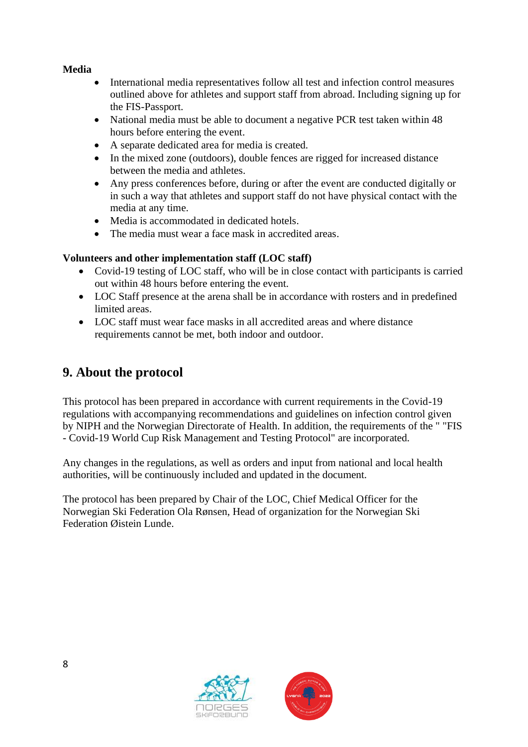**Media**

- International media representatives follow all test and infection control measures outlined above for athletes and support staff from abroad. Including signing up for the FIS-Passport.
- National media must be able to document a negative PCR test taken within 48 hours before entering the event.
- A separate dedicated area for media is created.
- In the mixed zone (outdoors), double fences are rigged for increased distance between the media and athletes.
- Any press conferences before, during or after the event are conducted digitally or in such a way that athletes and support staff do not have physical contact with the media at any time.
- Media is accommodated in dedicated hotels.
- The media must wear a face mask in accredited areas.

**Volunteers and other implementation staff (LOC staff)**

- Covid-19 testing of LOC staff, who will be in close contact with participants is carried out within 48 hours before entering the event.
- LOC Staff presence at the arena shall be in accordance with rosters and in predefined limited areas.
- LOC staff must wear face masks in all accredited areas and where distance requirements cannot be met, both indoor and outdoor.

## 9. About the protocol

This protocol has been prepared in accordance with current requirements in the Covid-19 regulations with accompanying recommendations and guidelines on infection control given by NIPH and the Norwegian Directorate of Health. In addition, the requirements of the " "FIS - Covid-19 World Cup Risk Management and Testing Protocol" are incorporated.

Any changes in the regulations, as well as orders and input from national and local health authorities, will be continuously included and updated in the document.

The protocol has been prepared by Chair of the LOC, Chief Medical Officer for the Norwegian Ski Federation Ola Rønsen, Head of organization for the Norwegian Ski Federation Øistein Lunde.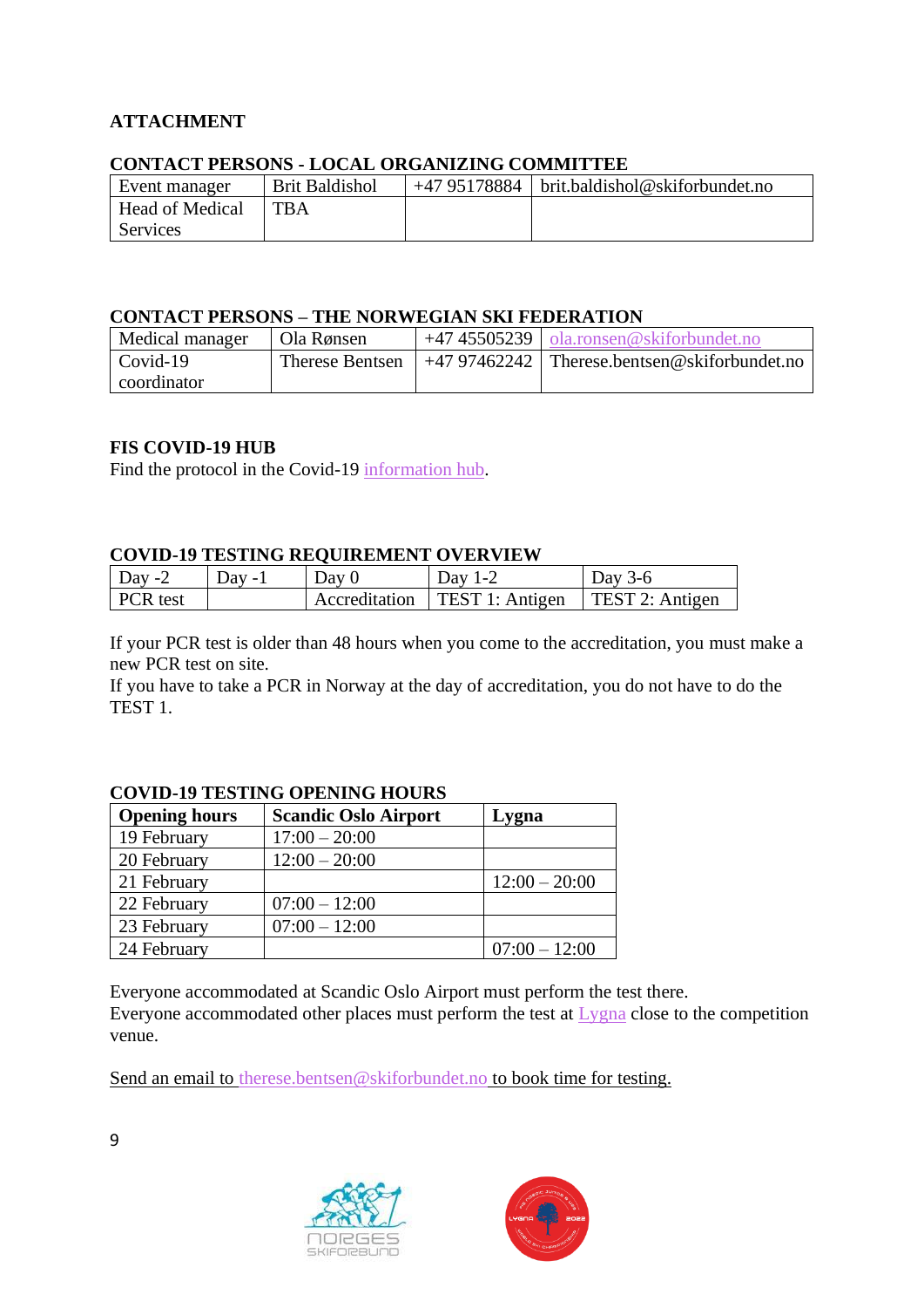**ATTACHMENT**

**CONTACT PERSONS - LOCAL ORGANIZING COMMITTEE**

| Event manager | Brit Baldishol | +47 95178884 | brit.baldishol@skiforbundet.no |
|---|---|---|---|
| Head of Medical Services | TBA | | |

**CONTACT PERSONS – THE NORWEGIAN SKI FEDERATION**

| Medical manager | Ola Rønsen | +47 45505239 | ola.ronsen@skiforbundet.no |
|---|---|---|---|
| Covid-19 coordinator | Therese Bentsen | +47 97462242 | Therese.bentsen@skiforbundet.no |

**FIS COVID-19 HUB**

Find the protocol in the Covid-19 information hub.

**COVID-19 TESTING REQUIREMENT OVERVIEW**

| Day -2 | Day -1 | Day 0 | Day 1-2 | Day 3-6 |
|---|---|---|---|---|
| PCR test | | Accreditation | TEST 1: Antigen | TEST 2: Antigen |

If your PCR test is older than 48 hours when you come to the accreditation, you must make a new PCR test on site.
If you have to take a PCR in Norway at the day of accreditation, you do not have to do the TEST 1.

**COVID-19 TESTING OPENING HOURS**

| Opening hours | Scandic Oslo Airport | Lygna |
|---|---|---|
| 19 February | 17:00 – 20:00 | |
| 20 February | 12:00 – 20:00 | |
| 21 February | | 12:00 – 20:00 |
| 22 February | 07:00 – 12:00 | |
| 23 February | 07:00 – 12:00 | |
| 24 February | | 07:00 – 12:00 |

Everyone accommodated at Scandic Oslo Airport must perform the test there.
Everyone accommodated other places must perform the test at Lygna close to the competition venue.

Send an email to therese.bentsen@skiforbundet.no to book time for testing.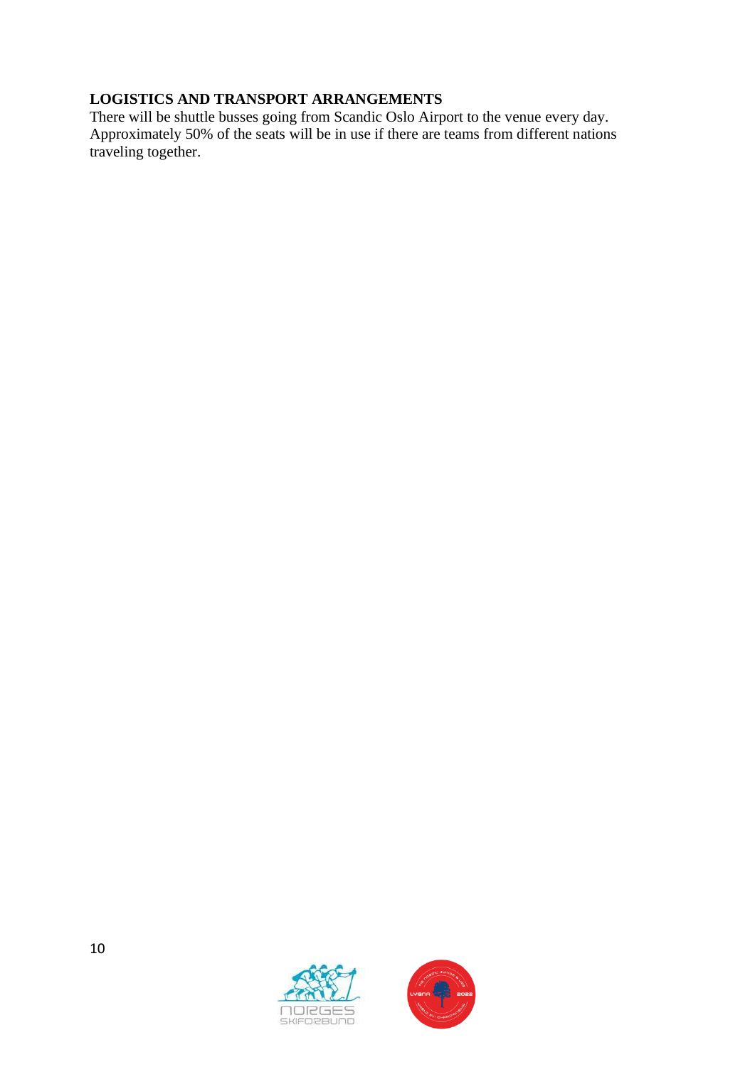## LOGISTICS AND TRANSPORT ARRANGEMENTS

There will be shuttle busses going from Scandic Oslo Airport to the venue every day. Approximately 50% of the seats will be in use if there are teams from different nations traveling together.